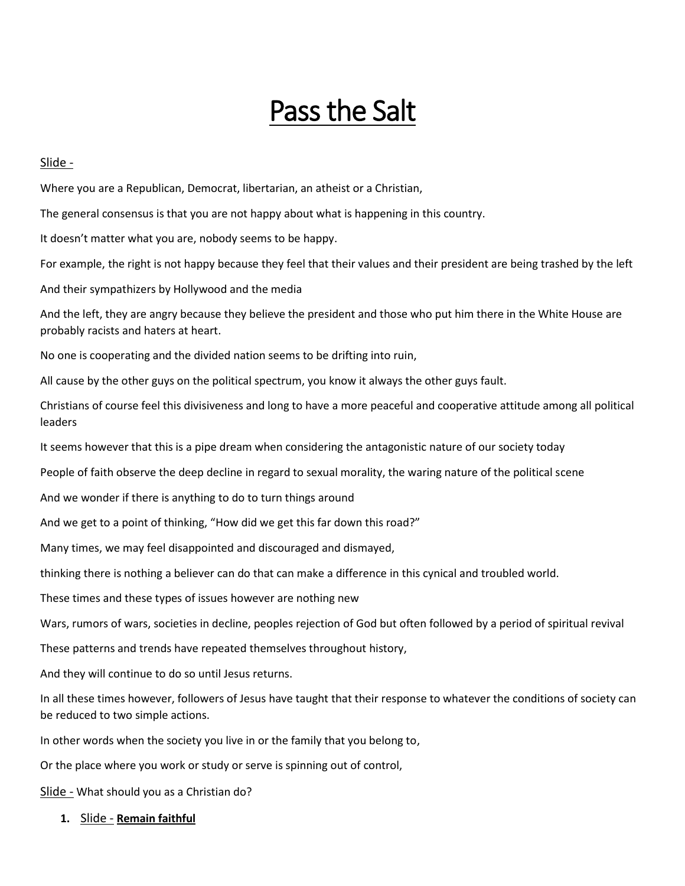# Pass the Salt

Slide -

Where you are a Republican, Democrat, libertarian, an atheist or a Christian,

The general consensus is that you are not happy about what is happening in this country.

It doesn't matter what you are, nobody seems to be happy.

For example, the right is not happy because they feel that their values and their president are being trashed by the left

And their sympathizers by Hollywood and the media

And the left, they are angry because they believe the president and those who put him there in the White House are probably racists and haters at heart.

No one is cooperating and the divided nation seems to be drifting into ruin,

All cause by the other guys on the political spectrum, you know it always the other guys fault.

Christians of course feel this divisiveness and long to have a more peaceful and cooperative attitude among all political leaders

It seems however that this is a pipe dream when considering the antagonistic nature of our society today

People of faith observe the deep decline in regard to sexual morality, the waring nature of the political scene

And we wonder if there is anything to do to turn things around

And we get to a point of thinking, "How did we get this far down this road?"

Many times, we may feel disappointed and discouraged and dismayed,

thinking there is nothing a believer can do that can make a difference in this cynical and troubled world.

These times and these types of issues however are nothing new

Wars, rumors of wars, societies in decline, peoples rejection of God but often followed by a period of spiritual revival

These patterns and trends have repeated themselves throughout history,

And they will continue to do so until Jesus returns.

In all these times however, followers of Jesus have taught that their response to whatever the conditions of society can be reduced to two simple actions.

In other words when the society you live in or the family that you belong to,

Or the place where you work or study or serve is spinning out of control,

Slide - What should you as a Christian do?

1. Slide - **Remain faithful**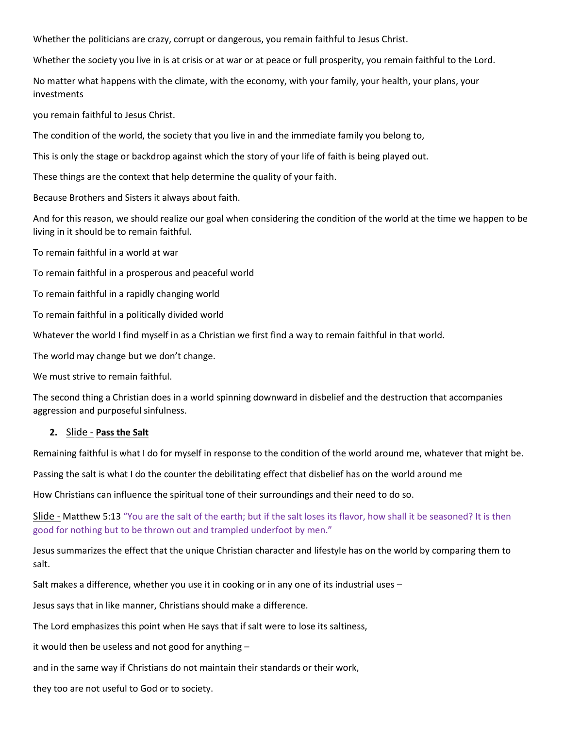Whether the politicians are crazy, corrupt or dangerous, you remain faithful to Jesus Christ.

Whether the society you live in is at crisis or at war or at peace or full prosperity, you remain faithful to the Lord.

No matter what happens with the climate, with the economy, with your family, your health, your plans, your investments

you remain faithful to Jesus Christ.

The condition of the world, the society that you live in and the immediate family you belong to,

This is only the stage or backdrop against which the story of your life of faith is being played out.

These things are the context that help determine the quality of your faith.

Because Brothers and Sisters it always about faith.

And for this reason, we should realize our goal when considering the condition of the world at the time we happen to be living in it should be to remain faithful.

To remain faithful in a world at war

To remain faithful in a prosperous and peaceful world

To remain faithful in a rapidly changing world

To remain faithful in a politically divided world

Whatever the world I find myself in as a Christian we first find a way to remain faithful in that world.

The world may change but we don't change.

We must strive to remain faithful.

The second thing a Christian does in a world spinning downward in disbelief and the destruction that accompanies aggression and purposeful sinfulness.

2. Slide - **Pass the Salt**

Remaining faithful is what I do for myself in response to the condition of the world around me, whatever that might be.

Passing the salt is what I do the counter the debilitating effect that disbelief has on the world around me

How Christians can influence the spiritual tone of their surroundings and their need to do so.

Slide - Matthew 5:13 "You are the salt of the earth; but if the salt loses its flavor, how shall it be seasoned? It is then good for nothing but to be thrown out and trampled underfoot by men."

Jesus summarizes the effect that the unique Christian character and lifestyle has on the world by comparing them to salt.

Salt makes a difference, whether you use it in cooking or in any one of its industrial uses –

Jesus says that in like manner, Christians should make a difference.

The Lord emphasizes this point when He says that if salt were to lose its saltiness,

it would then be useless and not good for anything –

and in the same way if Christians do not maintain their standards or their work,

they too are not useful to God or to society.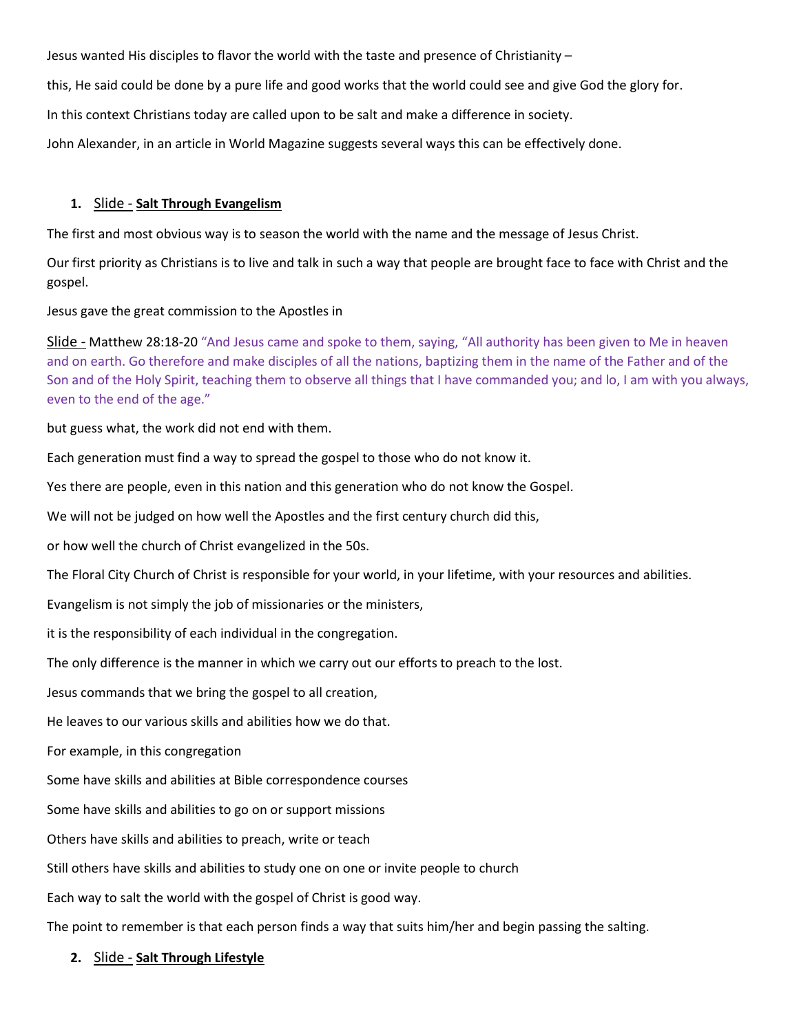Jesus wanted His disciples to flavor the world with the taste and presence of Christianity –

this, He said could be done by a pure life and good works that the world could see and give God the glory for.

In this context Christians today are called upon to be salt and make a difference in society.

John Alexander, in an article in World Magazine suggests several ways this can be effectively done.

1. Slide - **Salt Through Evangelism**

The first and most obvious way is to season the world with the name and the message of Jesus Christ.

Our first priority as Christians is to live and talk in such a way that people are brought face to face with Christ and the gospel.

Jesus gave the great commission to the Apostles in

Slide - Matthew 28:18-20 "And Jesus came and spoke to them, saying, "All authority has been given to Me in heaven and on earth. Go therefore and make disciples of all the nations, baptizing them in the name of the Father and of the Son and of the Holy Spirit, teaching them to observe all things that I have commanded you; and lo, I am with you always, even to the end of the age."

but guess what, the work did not end with them.

Each generation must find a way to spread the gospel to those who do not know it.

Yes there are people, even in this nation and this generation who do not know the Gospel.

We will not be judged on how well the Apostles and the first century church did this,

or how well the church of Christ evangelized in the 50s.

The Floral City Church of Christ is responsible for your world, in your lifetime, with your resources and abilities.

Evangelism is not simply the job of missionaries or the ministers,

it is the responsibility of each individual in the congregation.

The only difference is the manner in which we carry out our efforts to preach to the lost.

Jesus commands that we bring the gospel to all creation,

He leaves to our various skills and abilities how we do that.

For example, in this congregation

Some have skills and abilities at Bible correspondence courses

Some have skills and abilities to go on or support missions

Others have skills and abilities to preach, write or teach

Still others have skills and abilities to study one on one or invite people to church

Each way to salt the world with the gospel of Christ is good way.

The point to remember is that each person finds a way that suits him/her and begin passing the salting.

2. Slide - **Salt Through Lifestyle**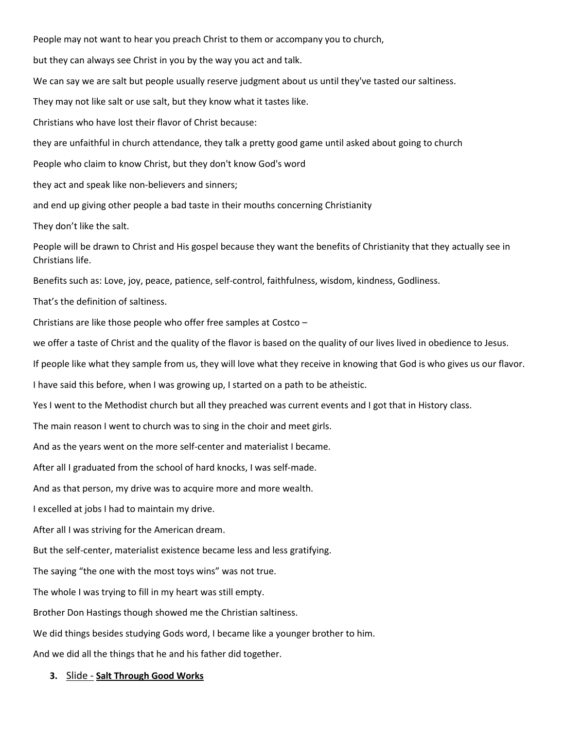People may not want to hear you preach Christ to them or accompany you to church,

but they can always see Christ in you by the way you act and talk.

We can say we are salt but people usually reserve judgment about us until they've tasted our saltiness.

They may not like salt or use salt, but they know what it tastes like.

Christians who have lost their flavor of Christ because:

they are unfaithful in church attendance, they talk a pretty good game until asked about going to church

People who claim to know Christ, but they don't know God's word

they act and speak like non-believers and sinners;

and end up giving other people a bad taste in their mouths concerning Christianity

They don't like the salt.

People will be drawn to Christ and His gospel because they want the benefits of Christianity that they actually see in Christians life.

Benefits such as: Love, joy, peace, patience, self-control, faithfulness, wisdom, kindness, Godliness.

That's the definition of saltiness.

Christians are like those people who offer free samples at Costco –

we offer a taste of Christ and the quality of the flavor is based on the quality of our lives lived in obedience to Jesus.

If people like what they sample from us, they will love what they receive in knowing that God is who gives us our flavor.

I have said this before, when I was growing up, I started on a path to be atheistic.

Yes I went to the Methodist church but all they preached was current events and I got that in History class.

The main reason I went to church was to sing in the choir and meet girls.

And as the years went on the more self-center and materialist I became.

After all I graduated from the school of hard knocks, I was self-made.

And as that person, my drive was to acquire more and more wealth.

I excelled at jobs I had to maintain my drive.

After all I was striving for the American dream.

But the self-center, materialist existence became less and less gratifying.

The saying "the one with the most toys wins" was not true.

The whole I was trying to fill in my heart was still empty.

Brother Don Hastings though showed me the Christian saltiness.

We did things besides studying Gods word, I became like a younger brother to him.

And we did all the things that he and his father did together.

3. Slide - **Salt Through Good Works**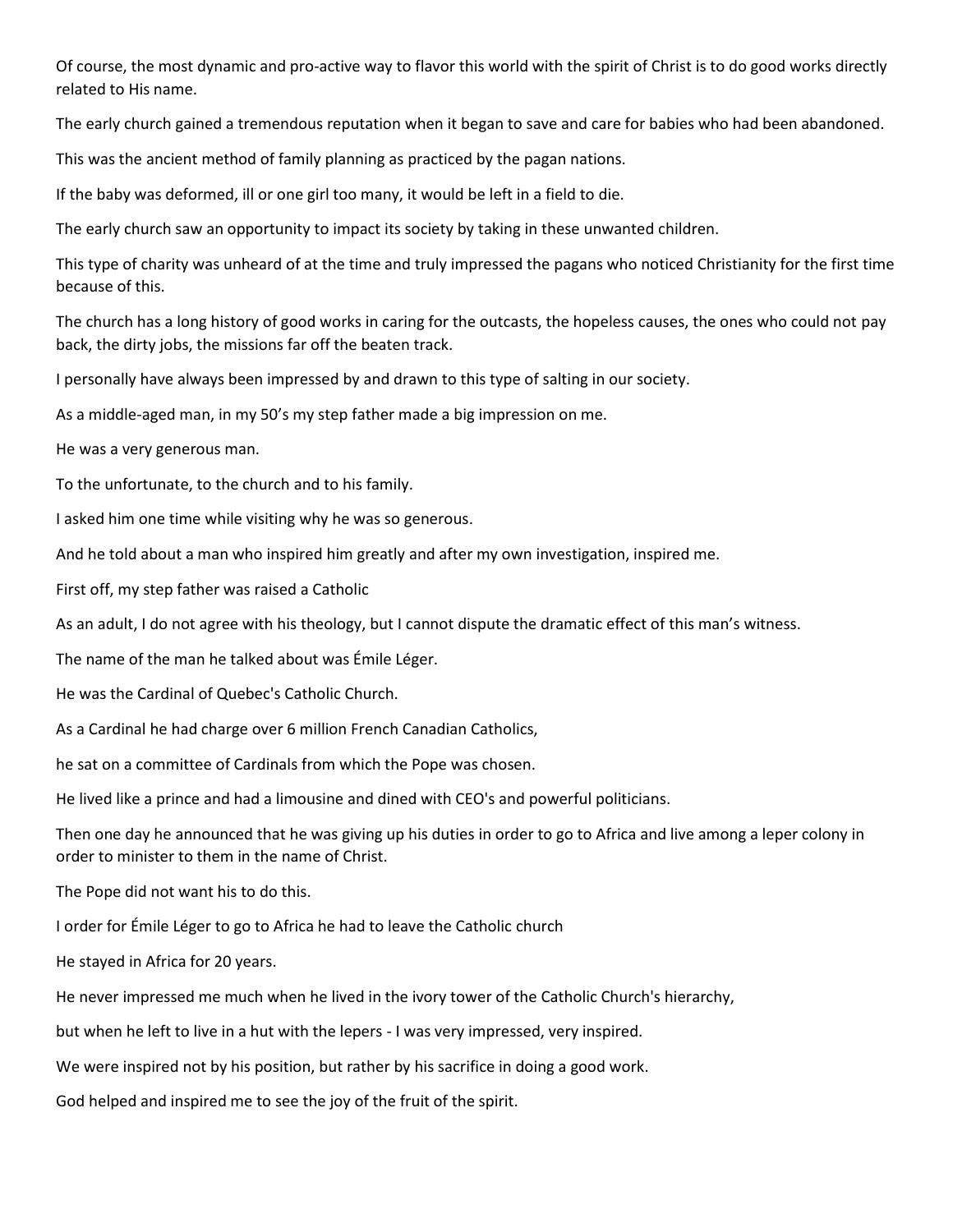Of course, the most dynamic and pro-active way to flavor this world with the spirit of Christ is to do good works directly related to His name.

The early church gained a tremendous reputation when it began to save and care for babies who had been abandoned.

This was the ancient method of family planning as practiced by the pagan nations.

If the baby was deformed, ill or one girl too many, it would be left in a field to die.

The early church saw an opportunity to impact its society by taking in these unwanted children.

This type of charity was unheard of at the time and truly impressed the pagans who noticed Christianity for the first time because of this.

The church has a long history of good works in caring for the outcasts, the hopeless causes, the ones who could not pay back, the dirty jobs, the missions far off the beaten track.

I personally have always been impressed by and drawn to this type of salting in our society.

As a middle-aged man, in my 50's my step father made a big impression on me.

He was a very generous man.

To the unfortunate, to the church and to his family.

I asked him one time while visiting why he was so generous.

And he told about a man who inspired him greatly and after my own investigation, inspired me.

First off, my step father was raised a Catholic

As an adult, I do not agree with his theology, but I cannot dispute the dramatic effect of this man's witness.

The name of the man he talked about was Émile Léger.

He was the Cardinal of Quebec's Catholic Church.

As a Cardinal he had charge over 6 million French Canadian Catholics,

he sat on a committee of Cardinals from which the Pope was chosen.

He lived like a prince and had a limousine and dined with CEO's and powerful politicians.

Then one day he announced that he was giving up his duties in order to go to Africa and live among a leper colony in order to minister to them in the name of Christ.

The Pope did not want his to do this.

I order for Émile Léger to go to Africa he had to leave the Catholic church

He stayed in Africa for 20 years.

He never impressed me much when he lived in the ivory tower of the Catholic Church's hierarchy,

but when he left to live in a hut with the lepers - I was very impressed, very inspired.

We were inspired not by his position, but rather by his sacrifice in doing a good work.

God helped and inspired me to see the joy of the fruit of the spirit.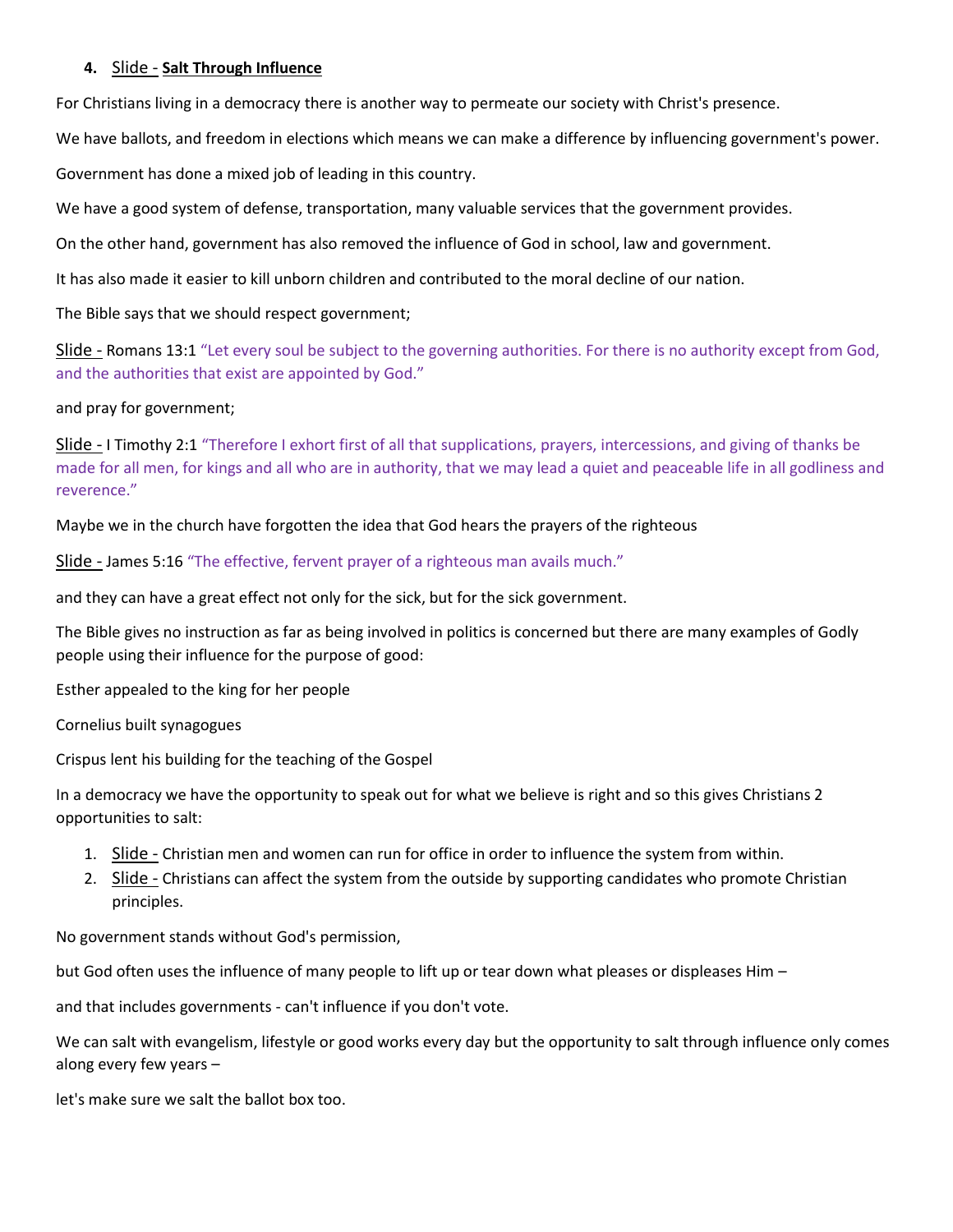4. Slide - **Salt Through Influence**

For Christians living in a democracy there is another way to permeate our society with Christ's presence.

We have ballots, and freedom in elections which means we can make a difference by influencing government's power.

Government has done a mixed job of leading in this country.

We have a good system of defense, transportation, many valuable services that the government provides.

On the other hand, government has also removed the influence of God in school, law and government.

It has also made it easier to kill unborn children and contributed to the moral decline of our nation.

The Bible says that we should respect government;

Slide - Romans 13:1 "Let every soul be subject to the governing authorities. For there is no authority except from God, and the authorities that exist are appointed by God."

and pray for government;

Slide - I Timothy 2:1 "Therefore I exhort first of all that supplications, prayers, intercessions, and giving of thanks be made for all men, for kings and all who are in authority, that we may lead a quiet and peaceable life in all godliness and reverence."

Maybe we in the church have forgotten the idea that God hears the prayers of the righteous

Slide - James 5:16 "The effective, fervent prayer of a righteous man avails much."

and they can have a great effect not only for the sick, but for the sick government.

The Bible gives no instruction as far as being involved in politics is concerned but there are many examples of Godly people using their influence for the purpose of good:

Esther appealed to the king for her people

Cornelius built synagogues

Crispus lent his building for the teaching of the Gospel

In a democracy we have the opportunity to speak out for what we believe is right and so this gives Christians 2 opportunities to salt:

1. Slide - Christian men and women can run for office in order to influence the system from within.
2. Slide - Christians can affect the system from the outside by supporting candidates who promote Christian principles.

No government stands without God's permission,

but God often uses the influence of many people to lift up or tear down what pleases or displeases Him –

and that includes governments - can't influence if you don't vote.

We can salt with evangelism, lifestyle or good works every day but the opportunity to salt through influence only comes along every few years –

let's make sure we salt the ballot box too.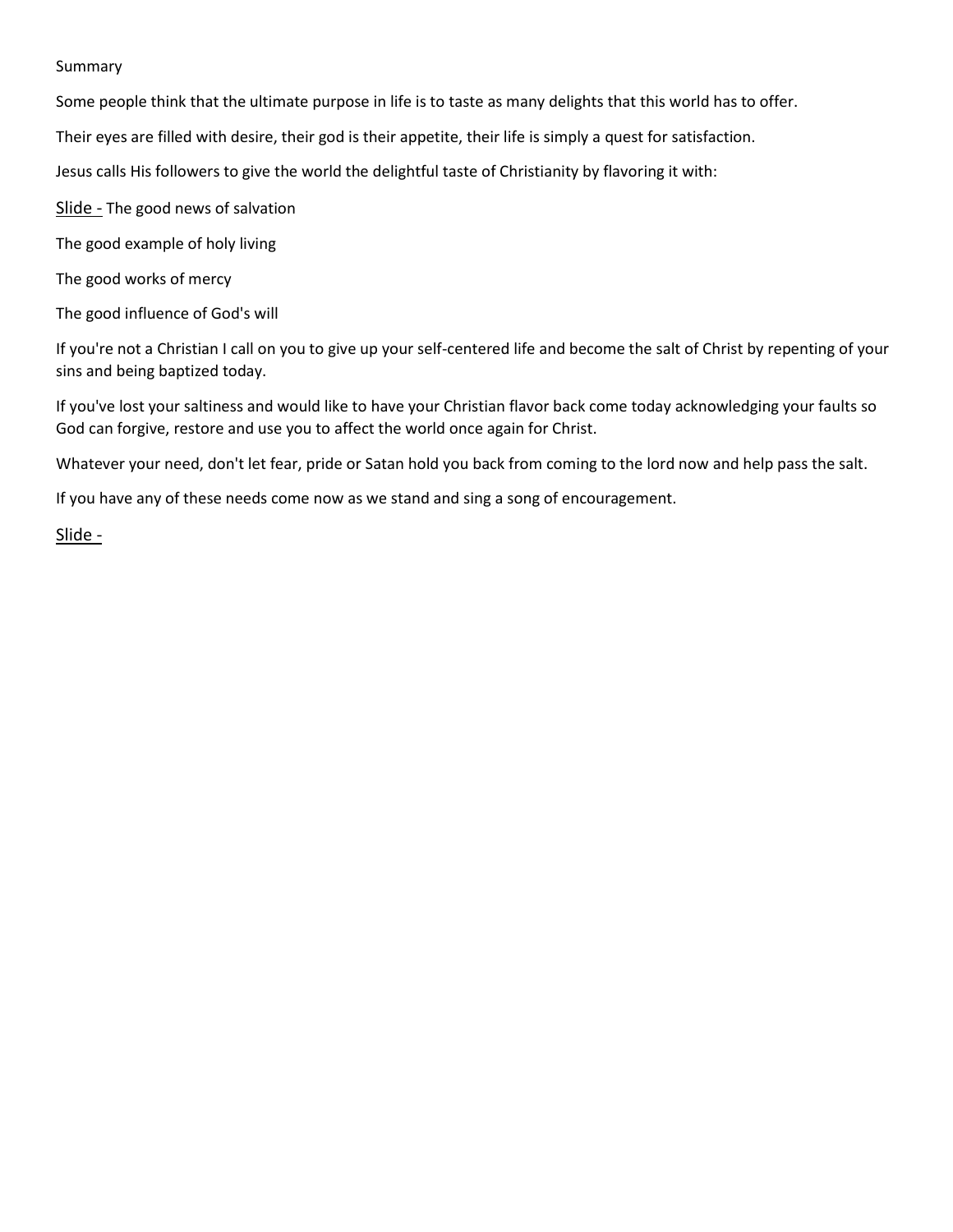Summary

Some people think that the ultimate purpose in life is to taste as many delights that this world has to offer.

Their eyes are filled with desire, their god is their appetite, their life is simply a quest for satisfaction.

Jesus calls His followers to give the world the delightful taste of Christianity by flavoring it with:

<u>Slide -</u> The good news of salvation

The good example of holy living

The good works of mercy

The good influence of God's will

If you're not a Christian I call on you to give up your self-centered life and become the salt of Christ by repenting of your sins and being baptized today.

If you've lost your saltiness and would like to have your Christian flavor back come today acknowledging your faults so God can forgive, restore and use you to affect the world once again for Christ.

Whatever your need, don't let fear, pride or Satan hold you back from coming to the lord now and help pass the salt.

If you have any of these needs come now as we stand and sing a song of encouragement.

<u>Slide -</u>